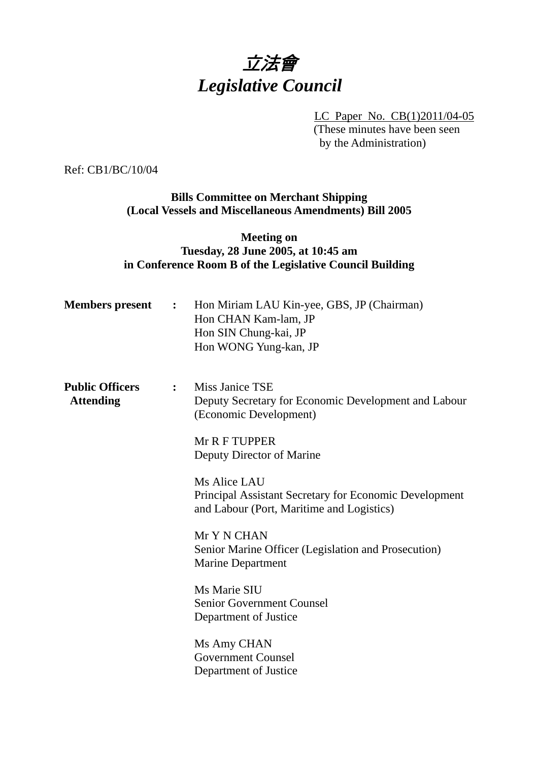# *立法會*
# *Legislative Council*

LC Paper No. CB(1)2011/04-05
(These minutes have been seen by the Administration)

Ref: CB1/BC/10/04

**Bills Committee on Merchant Shipping (Local Vessels and Miscellaneous Amendments) Bill 2005**

**Meeting on Tuesday, 28 June 2005, at 10:45 am in Conference Room B of the Legislative Council Building**

**Members present :**
Hon Miriam LAU Kin-yee, GBS, JP (Chairman)
Hon CHAN Kam-lam, JP
Hon SIN Chung-kai, JP
Hon WONG Yung-kan, JP

**Public Officers Attending :**

Miss Janice TSE
Deputy Secretary for Economic Development and Labour (Economic Development)

Mr R F TUPPER
Deputy Director of Marine

Ms Alice LAU
Principal Assistant Secretary for Economic Development and Labour (Port, Maritime and Logistics)

Mr Y N CHAN
Senior Marine Officer (Legislation and Prosecution)
Marine Department

Ms Marie SIU
Senior Government Counsel
Department of Justice

Ms Amy CHAN
Government Counsel
Department of Justice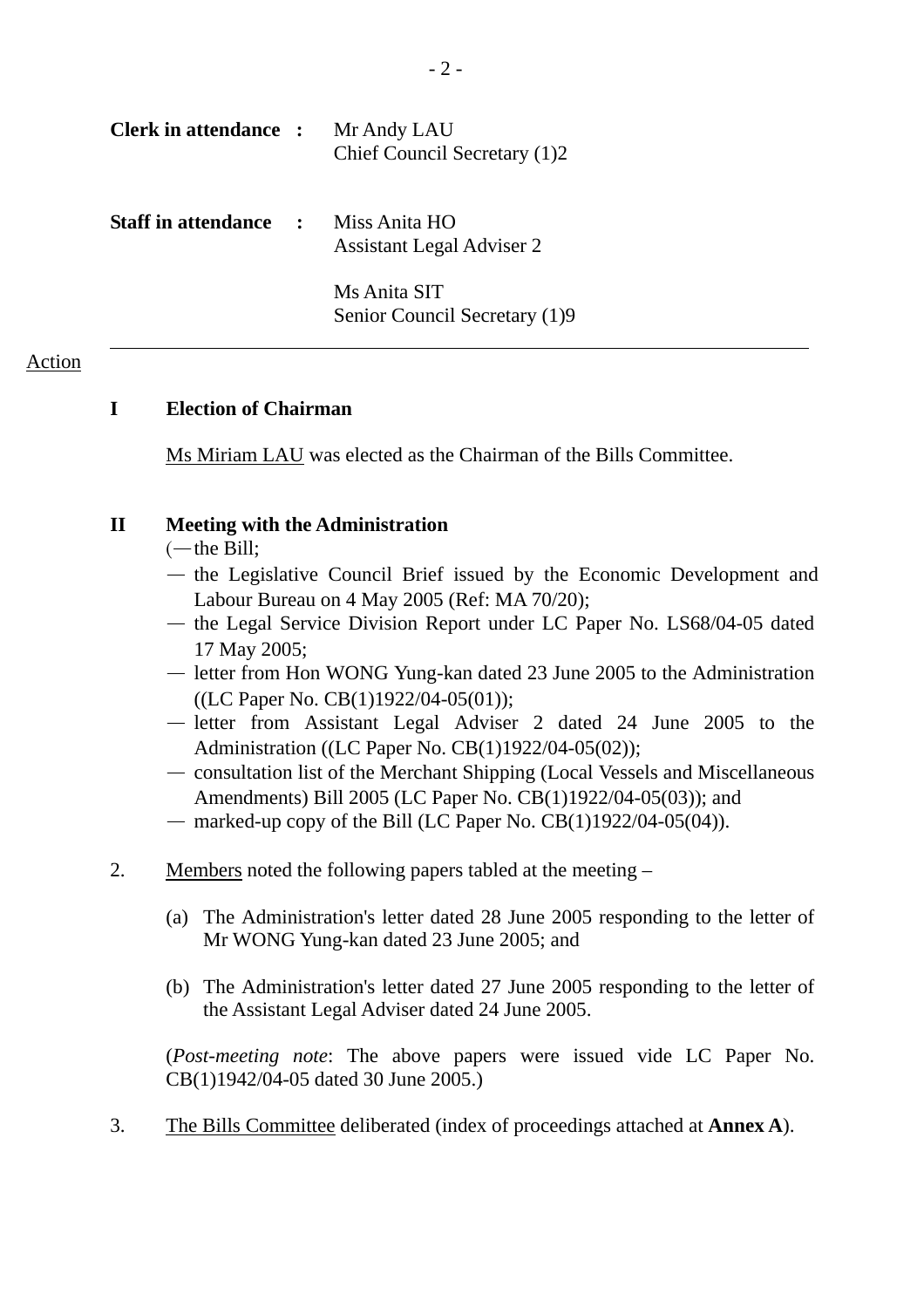**Clerk in attendance :** Mr Andy LAU
Chief Council Secretary (1)2

**Staff in attendance :** Miss Anita HO
Assistant Legal Adviser 2

Ms Anita SIT
Senior Council Secretary (1)9

---

Action

## I Election of Chairman

Ms Miriam LAU was elected as the Chairman of the Bills Committee.

## II Meeting with the Administration

(— the Bill;
— the Legislative Council Brief issued by the Economic Development and Labour Bureau on 4 May 2005 (Ref: MA 70/20);
— the Legal Service Division Report under LC Paper No. LS68/04-05 dated 17 May 2005;
— letter from Hon WONG Yung-kan dated 23 June 2005 to the Administration ((LC Paper No. CB(1)1922/04-05(01));
— letter from Assistant Legal Adviser 2 dated 24 June 2005 to the Administration ((LC Paper No. CB(1)1922/04-05(02));
— consultation list of the Merchant Shipping (Local Vessels and Miscellaneous Amendments) Bill 2005 (LC Paper No. CB(1)1922/04-05(03)); and
— marked-up copy of the Bill (LC Paper No. CB(1)1922/04-05(04)).

2. Members noted the following papers tabled at the meeting –

(a) The Administration's letter dated 28 June 2005 responding to the letter of Mr WONG Yung-kan dated 23 June 2005; and

(b) The Administration's letter dated 27 June 2005 responding to the letter of the Assistant Legal Adviser dated 24 June 2005.

(*Post-meeting note*: The above papers were issued vide LC Paper No. CB(1)1942/04-05 dated 30 June 2005.)

3. The Bills Committee deliberated (index of proceedings attached at **Annex A**).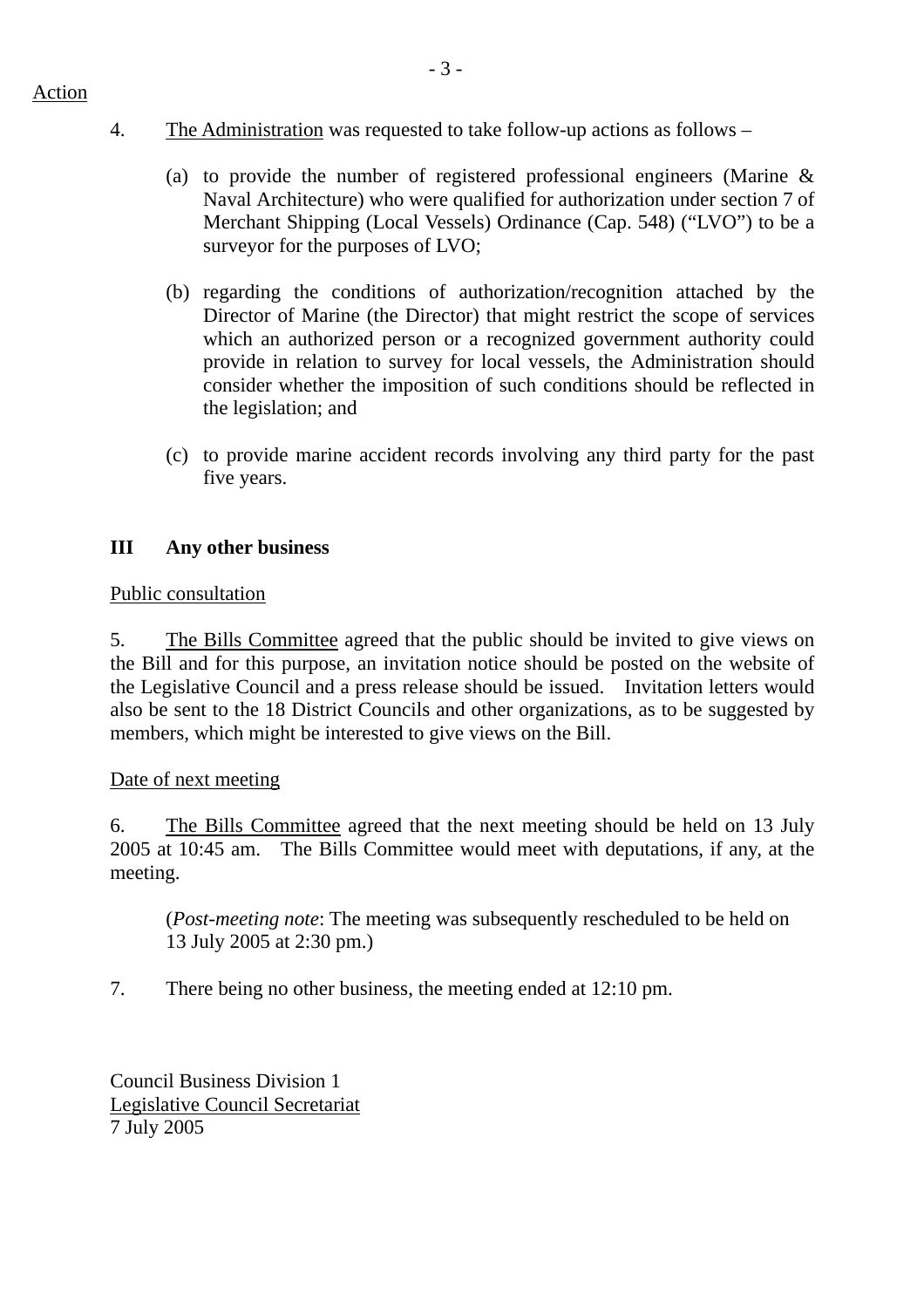Action

4. The Administration was requested to take follow-up actions as follows –

   (a) to provide the number of registered professional engineers (Marine & Naval Architecture) who were qualified for authorization under section 7 of Merchant Shipping (Local Vessels) Ordinance (Cap. 548) ("LVO") to be a surveyor for the purposes of LVO;

   (b) regarding the conditions of authorization/recognition attached by the Director of Marine (the Director) that might restrict the scope of services which an authorized person or a recognized government authority could provide in relation to survey for local vessels, the Administration should consider whether the imposition of such conditions should be reflected in the legislation; and

   (c) to provide marine accident records involving any third party for the past five years.

**III Any other business**

Public consultation

5. The Bills Committee agreed that the public should be invited to give views on the Bill and for this purpose, an invitation notice should be posted on the website of the Legislative Council and a press release should be issued. Invitation letters would also be sent to the 18 District Councils and other organizations, as to be suggested by members, which might be interested to give views on the Bill.

Date of next meeting

6. The Bills Committee agreed that the next meeting should be held on 13 July 2005 at 10:45 am. The Bills Committee would meet with deputations, if any, at the meeting.

   (*Post-meeting note*: The meeting was subsequently rescheduled to be held on 13 July 2005 at 2:30 pm.)

7. There being no other business, the meeting ended at 12:10 pm.

Council Business Division 1
Legislative Council Secretariat
7 July 2005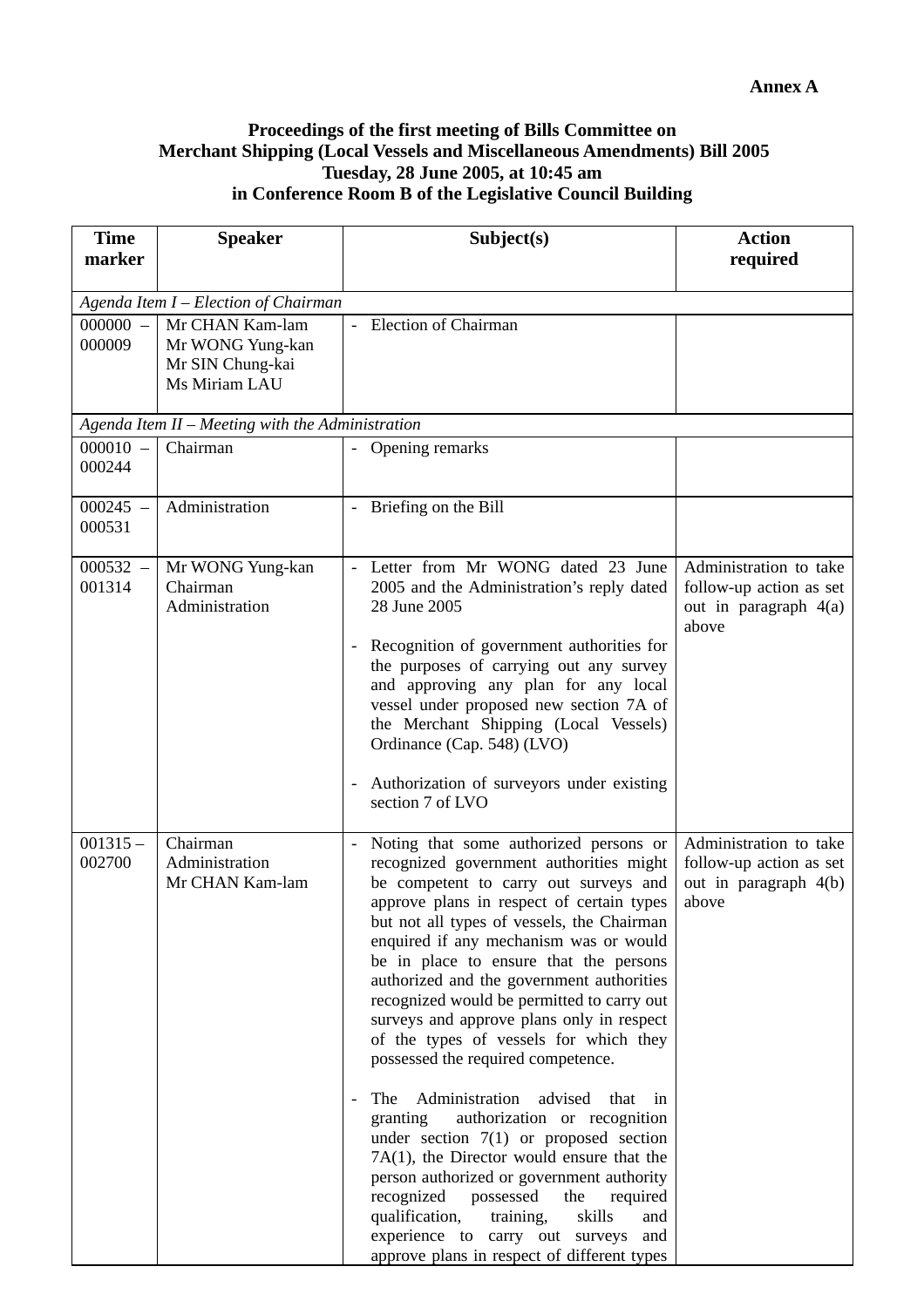**Annex A**

**Proceedings of the first meeting of Bills Committee on Merchant Shipping (Local Vessels and Miscellaneous Amendments) Bill 2005 Tuesday, 28 June 2005, at 10:45 am in Conference Room B of the Legislative Council Building**

| Time marker | Speaker | Subject(s) | Action required |
|---|---|---|---|
| *Agenda Item I – Election of Chairman* | | | |
| 000000 – 000009 | Mr CHAN Kam-lam<br>Mr WONG Yung-kan<br>Mr SIN Chung-kai<br>Ms Miriam LAU | - Election of Chairman | |
| *Agenda Item II – Meeting with the Administration* | | | |
| 000010 – 000244 | Chairman | - Opening remarks | |
| 000245 – 000531 | Administration | - Briefing on the Bill | |
| 000532 – 001314 | Mr WONG Yung-kan<br>Chairman<br>Administration | - Letter from Mr WONG dated 23 June 2005 and the Administration's reply dated 28 June 2005<br><br>- Recognition of government authorities for the purposes of carrying out any survey and approving any plan for any local vessel under proposed new section 7A of the Merchant Shipping (Local Vessels) Ordinance (Cap. 548) (LVO)<br><br>- Authorization of surveyors under existing section 7 of LVO | Administration to take follow-up action as set out in paragraph 4(a) above |
| 001315 – 002700 | Chairman<br>Administration<br>Mr CHAN Kam-lam | - Noting that some authorized persons or recognized government authorities might be competent to carry out surveys and approve plans in respect of certain types but not all types of vessels, the Chairman enquired if any mechanism was or would be in place to ensure that the persons authorized and the government authorities recognized would be permitted to carry out surveys and approve plans only in respect of the types of vessels for which they possessed the required competence.<br><br>- The Administration advised that in granting authorization or recognition under section 7(1) or proposed section 7A(1), the Director would ensure that the person authorized or government authority recognized possessed the required qualification, training, skills and experience to carry out surveys and approve plans in respect of different types | Administration to take follow-up action as set out in paragraph 4(b) above |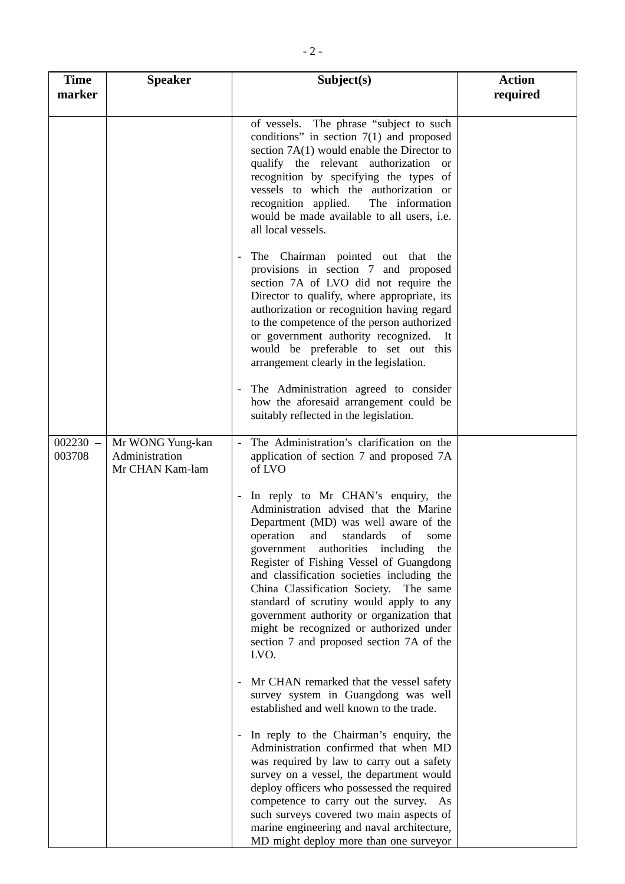| Time marker | Speaker | Subject(s) | Action required |
|---|---|---|---|
| | | of vessels. The phrase "subject to such conditions" in section 7(1) and proposed section 7A(1) would enable the Director to qualify the relevant authorization or recognition by specifying the types of vessels to which the authorization or recognition applied. The information would be made available to all users, i.e. all local vessels.<br><br>- The Chairman pointed out that the provisions in section 7 and proposed section 7A of LVO did not require the Director to qualify, where appropriate, its authorization or recognition having regard to the competence of the person authorized or government authority recognized. It would be preferable to set out this arrangement clearly in the legislation.<br><br>- The Administration agreed to consider how the aforesaid arrangement could be suitably reflected in the legislation. | |
| 002230 – 003708 | Mr WONG Yung-kan<br>Administration<br>Mr CHAN Kam-lam | - The Administration's clarification on the application of section 7 and proposed 7A of LVO<br><br>- In reply to Mr CHAN's enquiry, the Administration advised that the Marine Department (MD) was well aware of the operation and standards of some government authorities including the Register of Fishing Vessel of Guangdong and classification societies including the China Classification Society. The same standard of scrutiny would apply to any government authority or organization that might be recognized or authorized under section 7 and proposed section 7A of the LVO.<br><br>- Mr CHAN remarked that the vessel safety survey system in Guangdong was well established and well known to the trade.<br><br>- In reply to the Chairman's enquiry, the Administration confirmed that when MD was required by law to carry out a safety survey on a vessel, the department would deploy officers who possessed the required competence to carry out the survey. As such surveys covered two main aspects of marine engineering and naval architecture, MD might deploy more than one surveyor | |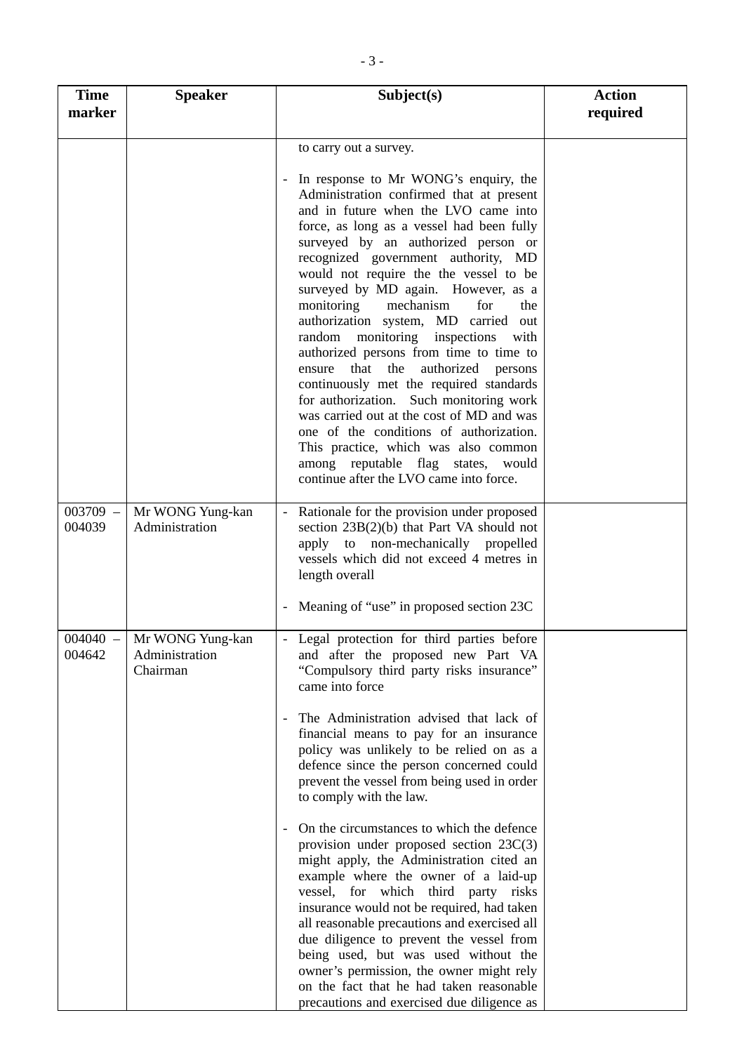| Time marker | Speaker | Subject(s) | Action required |
|---|---|---|---|
| | | to carry out a survey.<br><br>- In response to Mr WONG's enquiry, the Administration confirmed that at present and in future when the LVO came into force, as long as a vessel had been fully surveyed by an authorized person or recognized government authority, MD would not require the the vessel to be surveyed by MD again. However, as a monitoring mechanism for the authorization system, MD carried out random monitoring inspections with authorized persons from time to time to ensure that the authorized persons continuously met the required standards for authorization. Such monitoring work was carried out at the cost of MD and was one of the conditions of authorization. This practice, which was also common among reputable flag states, would continue after the LVO came into force. | |
| 003709 – 004039 | Mr WONG Yung-kan<br>Administration | - Rationale for the provision under proposed section 23B(2)(b) that Part VA should not apply to non-mechanically propelled vessels which did not exceed 4 metres in length overall<br><br>- Meaning of "use" in proposed section 23C | |
| 004040 – 004642 | Mr WONG Yung-kan<br>Administration<br>Chairman | - Legal protection for third parties before and after the proposed new Part VA "Compulsory third party risks insurance" came into force<br><br>- The Administration advised that lack of financial means to pay for an insurance policy was unlikely to be relied on as a defence since the person concerned could prevent the vessel from being used in order to comply with the law.<br><br>- On the circumstances to which the defence provision under proposed section 23C(3) might apply, the Administration cited an example where the owner of a laid-up vessel, for which third party risks insurance would not be required, had taken all reasonable precautions and exercised all due diligence to prevent the vessel from being used, but was used without the owner's permission, the owner might rely on the fact that he had taken reasonable precautions and exercised due diligence as | |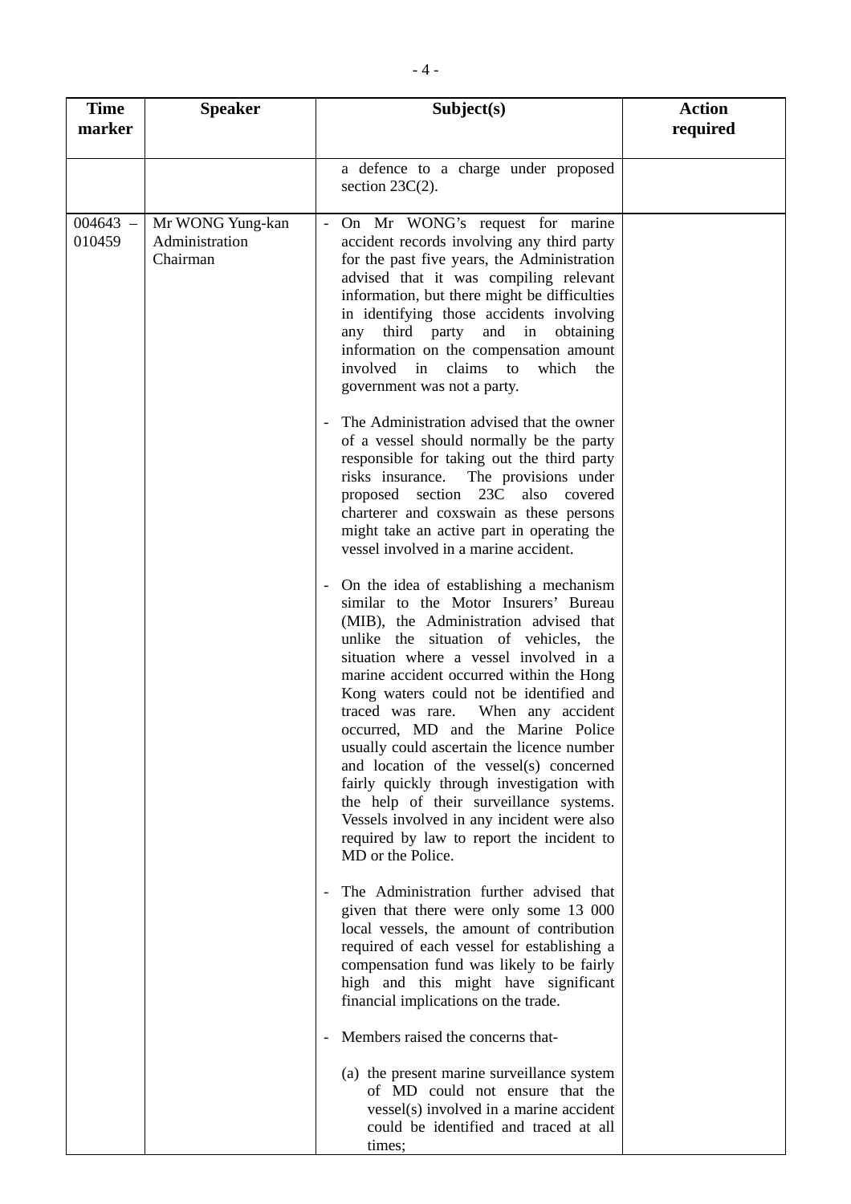| Time marker | Speaker | Subject(s) | Action required |
|---|---|---|---|
| | | a defence to a charge under proposed section 23C(2). | |
| 004643 – 010459 | Mr WONG Yung-kan<br>Administration<br>Chairman | - On Mr WONG's request for marine accident records involving any third party for the past five years, the Administration advised that it was compiling relevant information, but there might be difficulties in identifying those accidents involving any third party and in obtaining information on the compensation amount involved in claims to which the government was not a party.<br><br>- The Administration advised that the owner of a vessel should normally be the party responsible for taking out the third party risks insurance. The provisions under proposed section 23C also covered charterer and coxswain as these persons might take an active part in operating the vessel involved in a marine accident.<br><br>- On the idea of establishing a mechanism similar to the Motor Insurers' Bureau (MIB), the Administration advised that unlike the situation of vehicles, the situation where a vessel involved in a marine accident occurred within the Hong Kong waters could not be identified and traced was rare. When any accident occurred, MD and the Marine Police usually could ascertain the licence number and location of the vessel(s) concerned fairly quickly through investigation with the help of their surveillance systems. Vessels involved in any incident were also required by law to report the incident to MD or the Police.<br><br>- The Administration further advised that given that there were only some 13 000 local vessels, the amount of contribution required of each vessel for establishing a compensation fund was likely to be fairly high and this might have significant financial implications on the trade.<br><br>- Members raised the concerns that-<br><br>(a) the present marine surveillance system of MD could not ensure that the vessel(s) involved in a marine accident could be identified and traced at all times; | |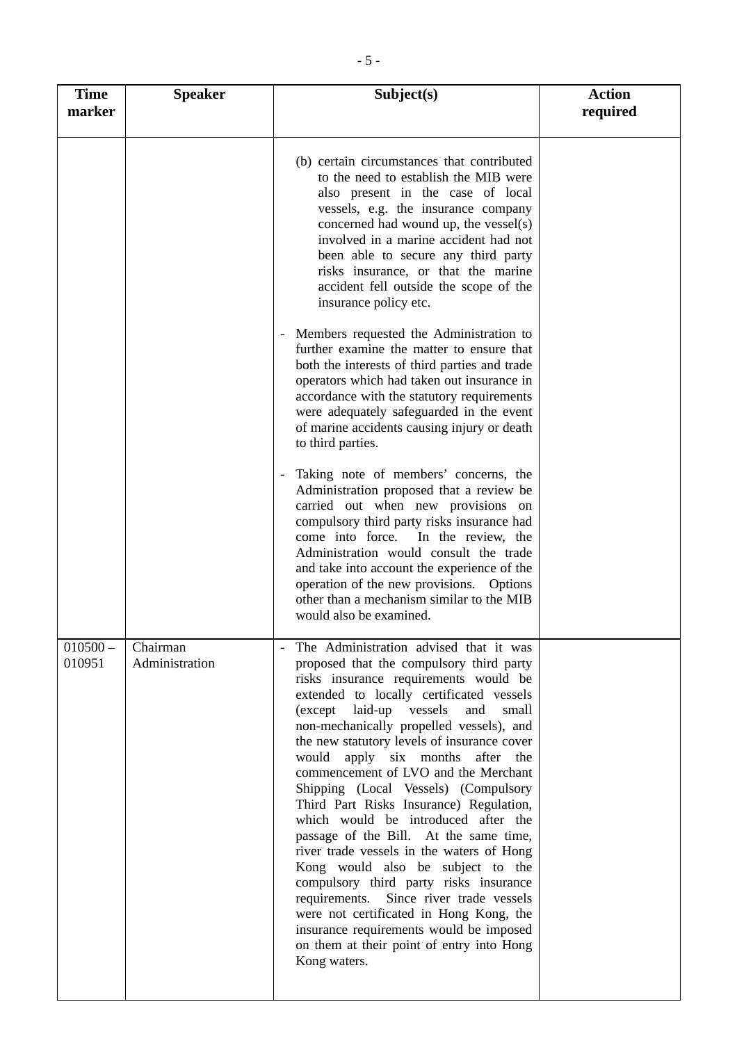| Time marker | Speaker | Subject(s) | Action required |
|---|---|---|---|
| | | (b) certain circumstances that contributed to the need to establish the MIB were also present in the case of local vessels, e.g. the insurance company concerned had wound up, the vessel(s) involved in a marine accident had not been able to secure any third party risks insurance, or that the marine accident fell outside the scope of the insurance policy etc.<br><br>- Members requested the Administration to further examine the matter to ensure that both the interests of third parties and trade operators which had taken out insurance in accordance with the statutory requirements were adequately safeguarded in the event of marine accidents causing injury or death to third parties.<br><br>- Taking note of members' concerns, the Administration proposed that a review be carried out when new provisions on compulsory third party risks insurance had come into force. In the review, the Administration would consult the trade and take into account the experience of the operation of the new provisions. Options other than a mechanism similar to the MIB would also be examined. | |
| 010500 – 010951 | Chairman<br>Administration | - The Administration advised that it was proposed that the compulsory third party risks insurance requirements would be extended to locally certificated vessels (except laid-up vessels and small non-mechanically propelled vessels), and the new statutory levels of insurance cover would apply six months after the commencement of LVO and the Merchant Shipping (Local Vessels) (Compulsory Third Part Risks Insurance) Regulation, which would be introduced after the passage of the Bill. At the same time, river trade vessels in the waters of Hong Kong would also be subject to the compulsory third party risks insurance requirements. Since river trade vessels were not certificated in Hong Kong, the insurance requirements would be imposed on them at their point of entry into Hong Kong waters. | |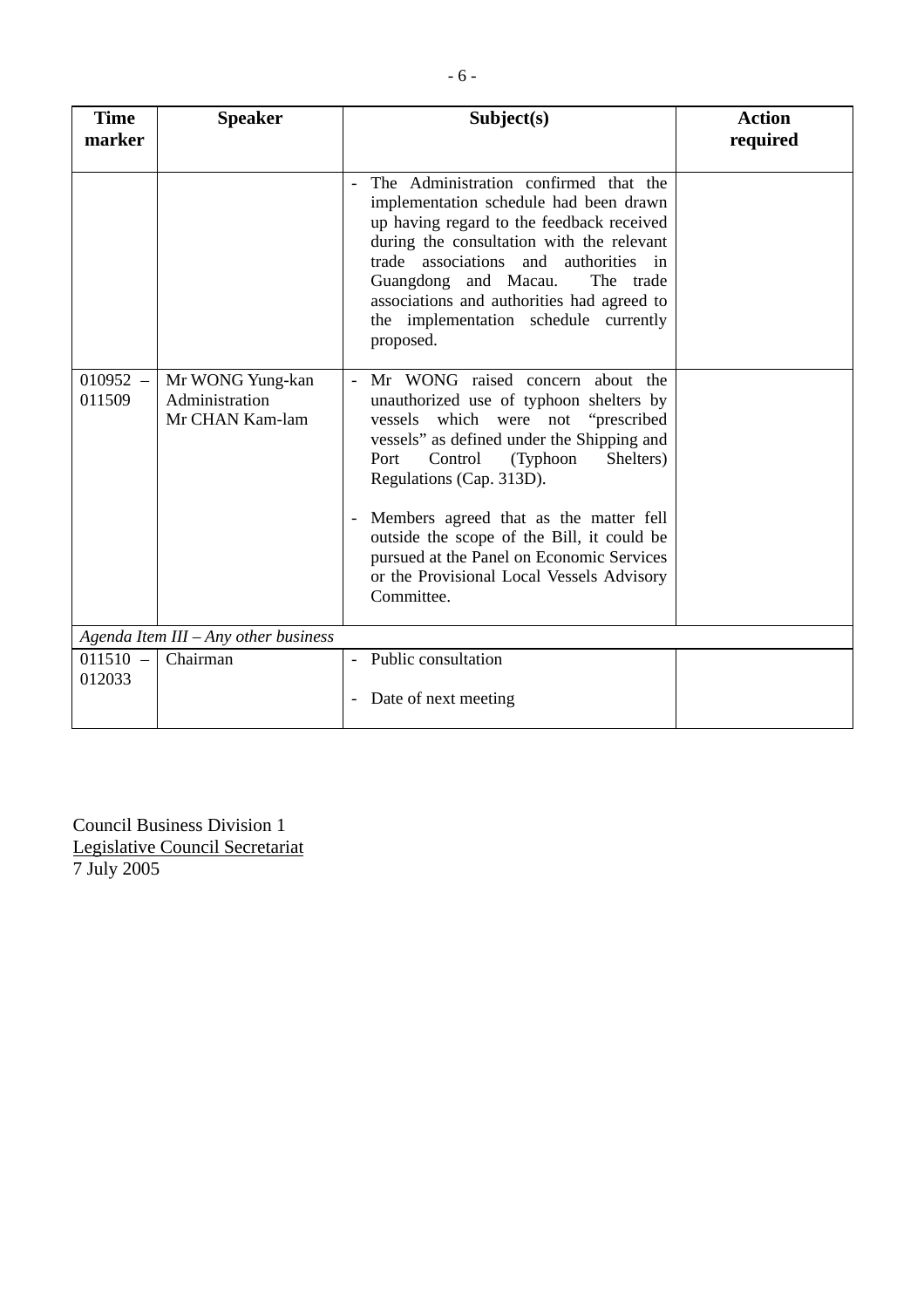| Time marker | Speaker | Subject(s) | Action required |
|---|---|---|---|
| | | - The Administration confirmed that the implementation schedule had been drawn up having regard to the feedback received during the consultation with the relevant trade associations and authorities in Guangdong and Macau. The trade associations and authorities had agreed to the implementation schedule currently proposed. | |
| 010952 – 011509 | Mr WONG Yung-kan<br>Administration<br>Mr CHAN Kam-lam | - Mr WONG raised concern about the unauthorized use of typhoon shelters by vessels which were not "prescribed vessels" as defined under the Shipping and Port Control (Typhoon Shelters) Regulations (Cap. 313D).<br><br>- Members agreed that as the matter fell outside the scope of the Bill, it could be pursued at the Panel on Economic Services or the Provisional Local Vessels Advisory Committee. | |
| *Agenda Item III – Any other business* | | | |
| 011510 – 012033 | Chairman | - Public consultation<br><br>- Date of next meeting | |

Council Business Division 1
Legislative Council Secretariat
7 July 2005